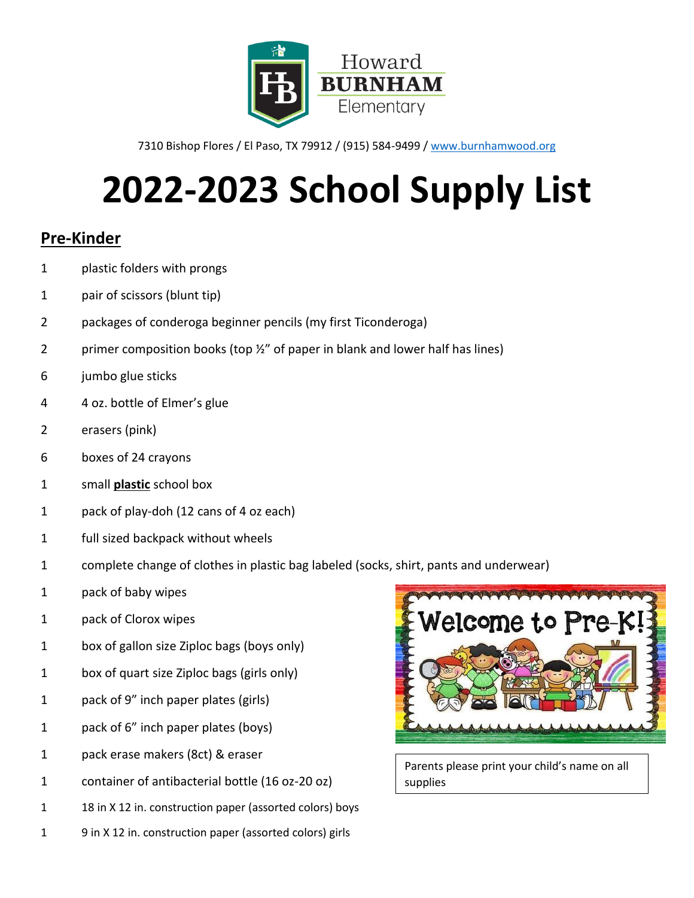Howard **BURNHAM** Elementary

7310 Bishop Flores / El Paso, TX 79912 / (915) 584-9499 / www.burnhamwood.org

# 2022-2023 School Supply List

## Pre-Kinder

| | |
|---|---|
| 1 | plastic folders with prongs |
| 1 | pair of scissors (blunt tip) |
| 2 | packages of conderoga beginner pencils (my first Ticonderoga) |
| 2 | primer composition books (top ½" of paper in blank and lower half has lines) |
| 6 | jumbo glue sticks |
| 4 | 4 oz. bottle of Elmer's glue |
| 2 | erasers (pink) |
| 6 | boxes of 24 crayons |
| 1 | small **plastic** school box |
| 1 | pack of play-doh (12 cans of 4 oz each) |
| 1 | full sized backpack without wheels |
| 1 | complete change of clothes in plastic bag labeled (socks, shirt, pants and underwear) |
| 1 | pack of baby wipes |
| 1 | pack of Clorox wipes |
| 1 | box of gallon size Ziploc bags (boys only) |
| 1 | box of quart size Ziploc bags (girls only) |
| 1 | pack of 9" inch paper plates (girls) |
| 1 | pack of 6" inch paper plates (boys) |
| 1 | pack erase makers (8ct) & eraser |
| 1 | container of antibacterial bottle (16 oz-20 oz) |
| 1 | 18 in X 12 in. construction paper (assorted colors) boys |
| 1 | 9 in X 12 in. construction paper (assorted colors) girls |

Welcome to Pre-K!

Parents please print your child's name on all supplies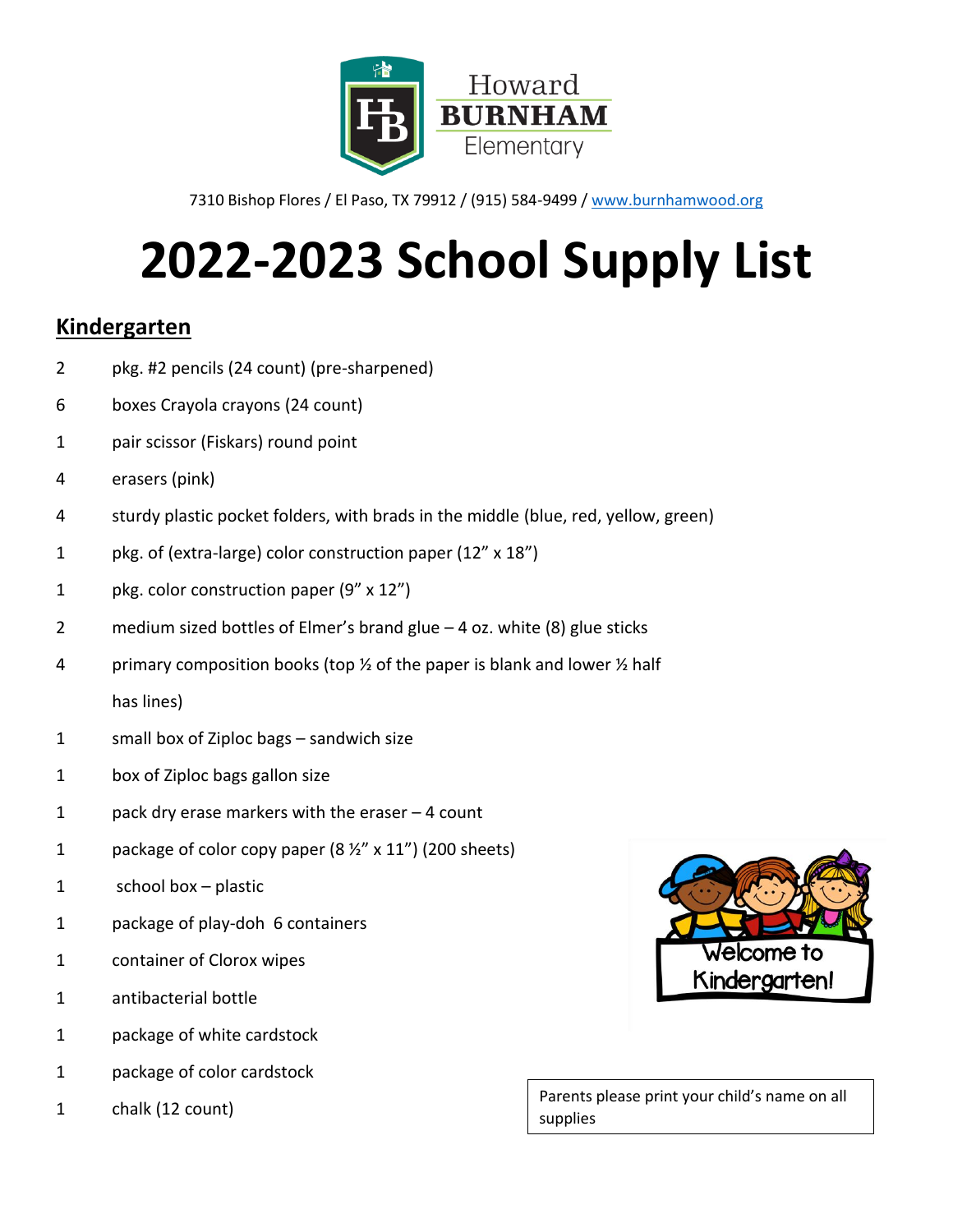Howard
**BURNHAM**
Elementary

7310 Bishop Flores / El Paso, TX 79912 / (915) 584-9499 / www.burnhamwood.org

# 2022-2023 School Supply List

## Kindergarten

2 pkg. #2 pencils (24 count) (pre-sharpened)

6 boxes Crayola crayons (24 count)

1 pair scissor (Fiskars) round point

4 erasers (pink)

4 sturdy plastic pocket folders, with brads in the middle (blue, red, yellow, green)

1 pkg. of (extra-large) color construction paper (12" x 18")

1 pkg. color construction paper (9" x 12")

2 medium sized bottles of Elmer's brand glue – 4 oz. white (8) glue sticks

4 primary composition books (top ½ of the paper is blank and lower ½ half has lines)

1 small box of Ziploc bags – sandwich size

1 box of Ziploc bags gallon size

1 pack dry erase markers with the eraser – 4 count

1 package of color copy paper (8 ½" x 11") (200 sheets)

1 school box – plastic

1 package of play-doh 6 containers

1 container of Clorox wipes

1 antibacterial bottle

1 package of white cardstock

1 package of color cardstock

1 chalk (12 count)

Welcome to Kindergarten!

Parents please print your child's name on all supplies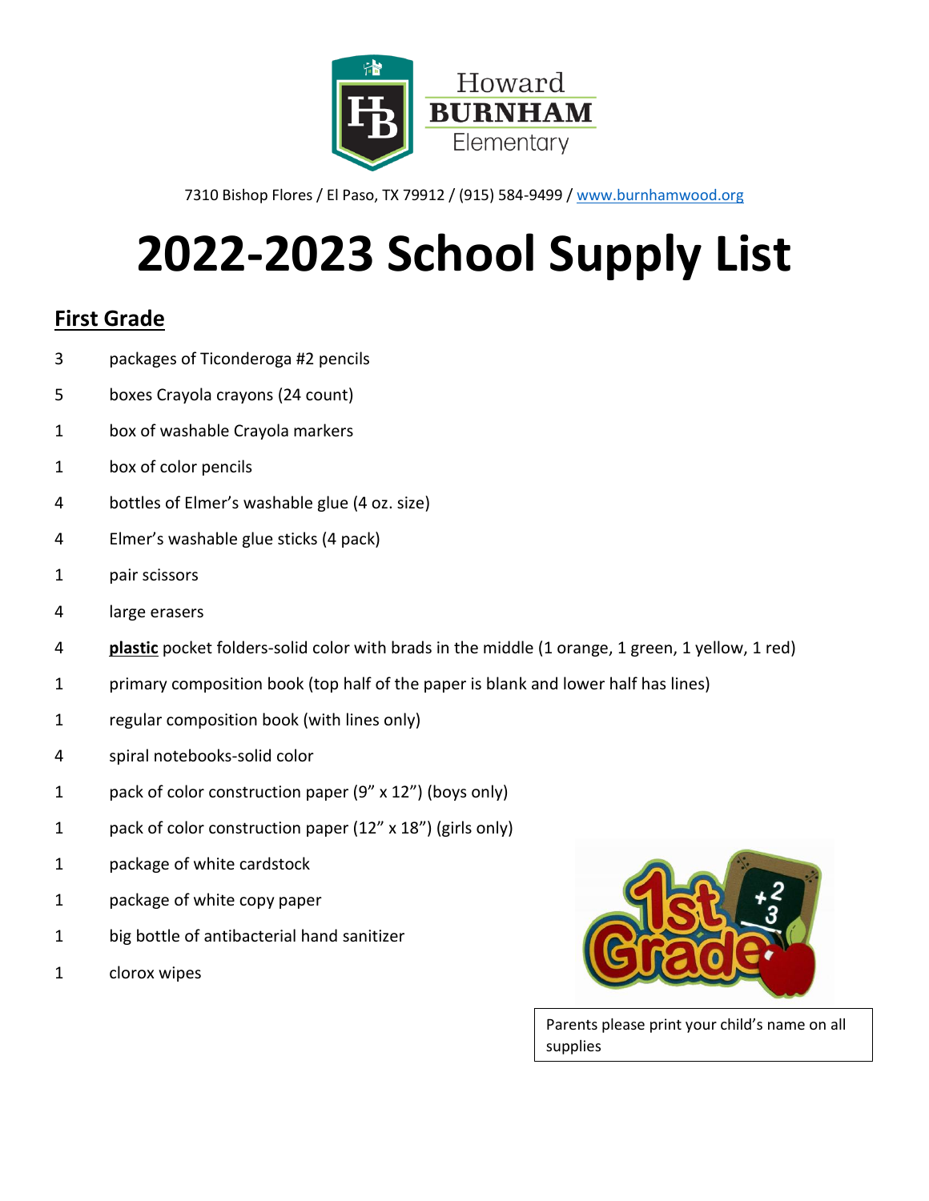Howard BURNHAM Elementary

7310 Bishop Flores / El Paso, TX 79912 / (915) 584-9499 / www.burnhamwood.org

# 2022-2023 School Supply List

## First Grade

- 3 packages of Ticonderoga #2 pencils
- 5 boxes Crayola crayons (24 count)
- 1 box of washable Crayola markers
- 1 box of color pencils
- 4 bottles of Elmer's washable glue (4 oz. size)
- 4 Elmer's washable glue sticks (4 pack)
- 1 pair scissors
- 4 large erasers
- 4 **plastic** pocket folders-solid color with brads in the middle (1 orange, 1 green, 1 yellow, 1 red)
- 1 primary composition book (top half of the paper is blank and lower half has lines)
- 1 regular composition book (with lines only)
- 4 spiral notebooks-solid color
- 1 pack of color construction paper (9" x 12") (boys only)
- 1 pack of color construction paper (12" x 18") (girls only)
- 1 package of white cardstock
- 1 package of white copy paper
- 1 big bottle of antibacterial hand sanitizer
- 1 clorox wipes

Parents please print your child's name on all supplies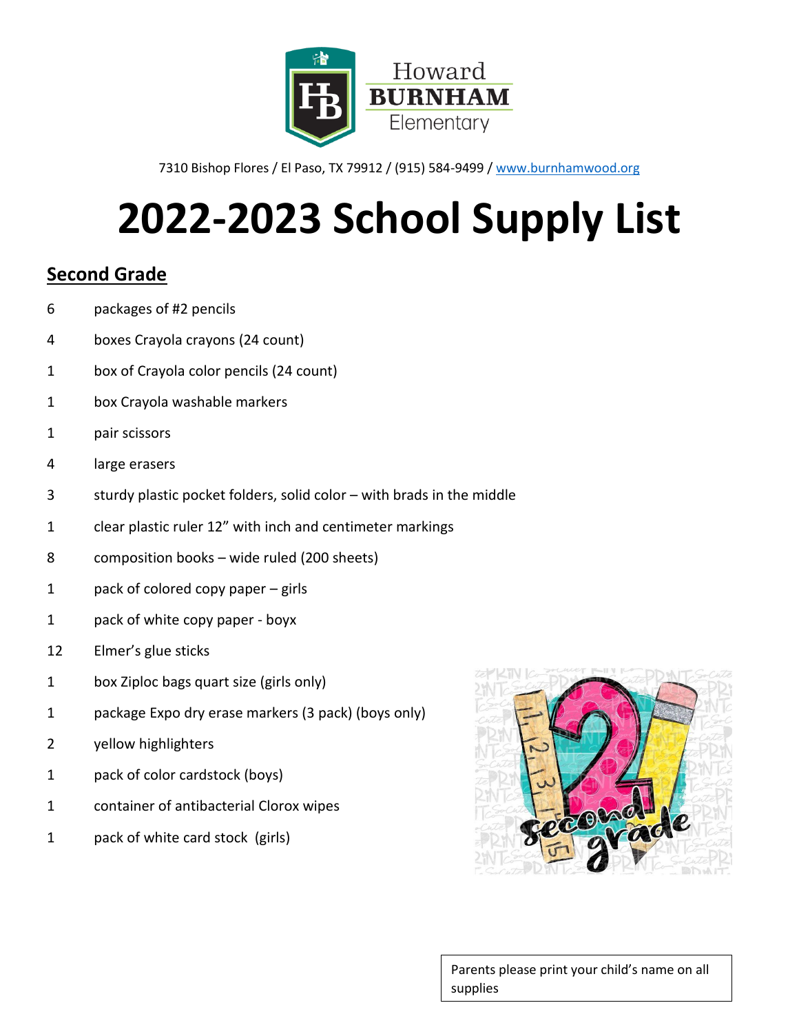Howard
**BURNHAM**
Elementary

7310 Bishop Flores / El Paso, TX 79912 / (915) 584-9499 / www.burnhamwood.org

# 2022-2023 School Supply List

## Second Grade

| | |
|---|---|
| 6 | packages of #2 pencils |
| 4 | boxes Crayola crayons (24 count) |
| 1 | box of Crayola color pencils (24 count) |
| 1 | box Crayola washable markers |
| 1 | pair scissors |
| 4 | large erasers |
| 3 | sturdy plastic pocket folders, solid color – with brads in the middle |
| 1 | clear plastic ruler 12" with inch and centimeter markings |
| 8 | composition books – wide ruled (200 sheets) |
| 1 | pack of colored copy paper – girls |
| 1 | pack of white copy paper - boyx |
| 12 | Elmer's glue sticks |
| 1 | box Ziploc bags quart size (girls only) |
| 1 | package Expo dry erase markers (3 pack) (boys only) |
| 2 | yellow highlighters |
| 1 | pack of color cardstock (boys) |
| 1 | container of antibacterial Clorox wipes |
| 1 | pack of white card stock (girls) |

Parents please print your child's name on all supplies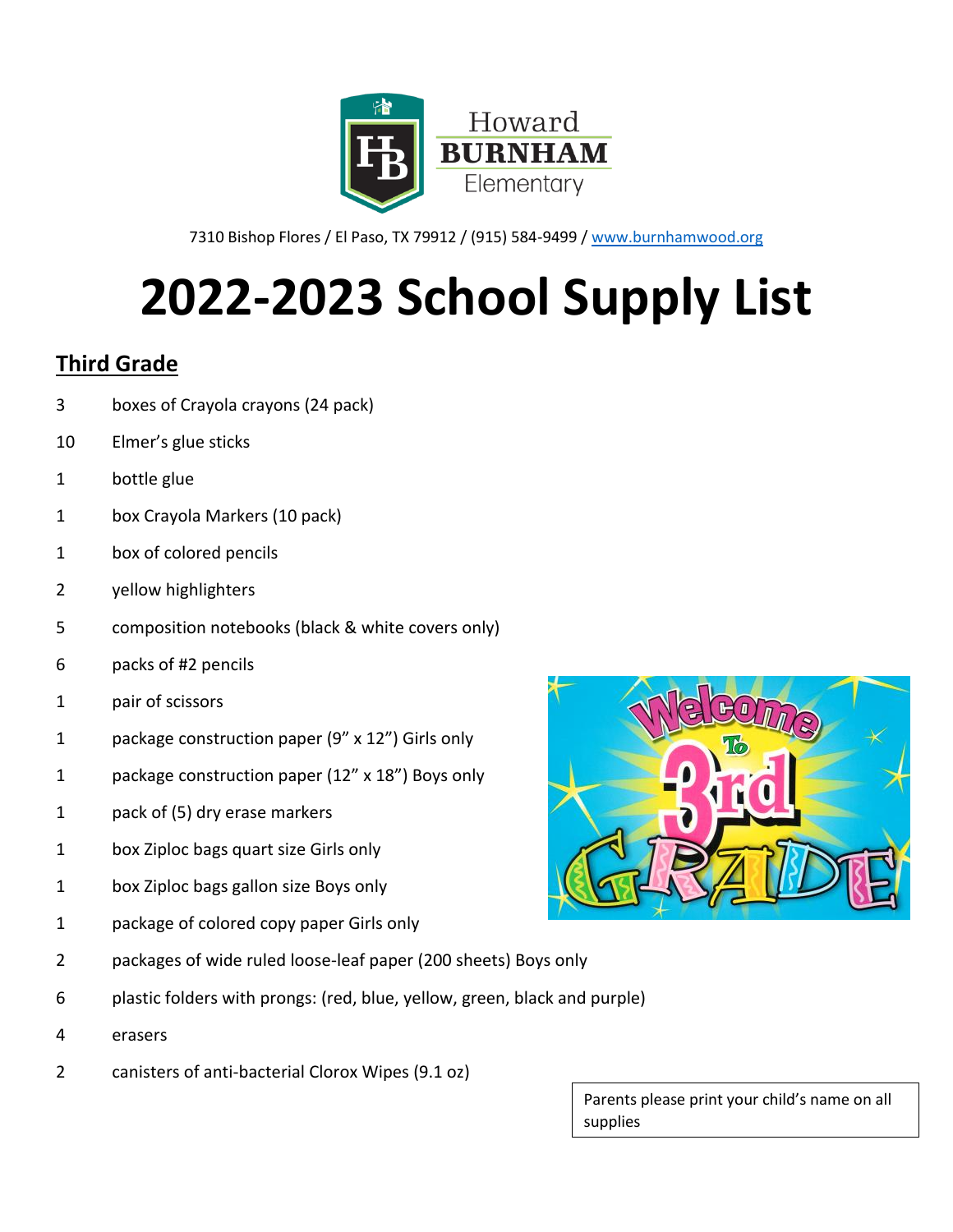Howard
**BURNHAM**
Elementary

7310 Bishop Flores / El Paso, TX 79912 / (915) 584-9499 / www.burnhamwood.org

# 2022-2023 School Supply List

## Third Grade

| Qty | Item |
|---|---|
| 3 | boxes of Crayola crayons (24 pack) |
| 10 | Elmer's glue sticks |
| 1 | bottle glue |
| 1 | box Crayola Markers (10 pack) |
| 1 | box of colored pencils |
| 2 | yellow highlighters |
| 5 | composition notebooks (black & white covers only) |
| 6 | packs of #2 pencils |
| 1 | pair of scissors |
| 1 | package construction paper (9" x 12") Girls only |
| 1 | package construction paper (12" x 18") Boys only |
| 1 | pack of (5) dry erase markers |
| 1 | box Ziploc bags quart size Girls only |
| 1 | box Ziploc bags gallon size Boys only |
| 1 | package of colored copy paper Girls only |
| 2 | packages of wide ruled loose-leaf paper (200 sheets) Boys only |
| 6 | plastic folders with prongs: (red, blue, yellow, green, black and purple) |
| 4 | erasers |
| 2 | canisters of anti-bacterial Clorox Wipes (9.1 oz) |

Parents please print your child's name on all supplies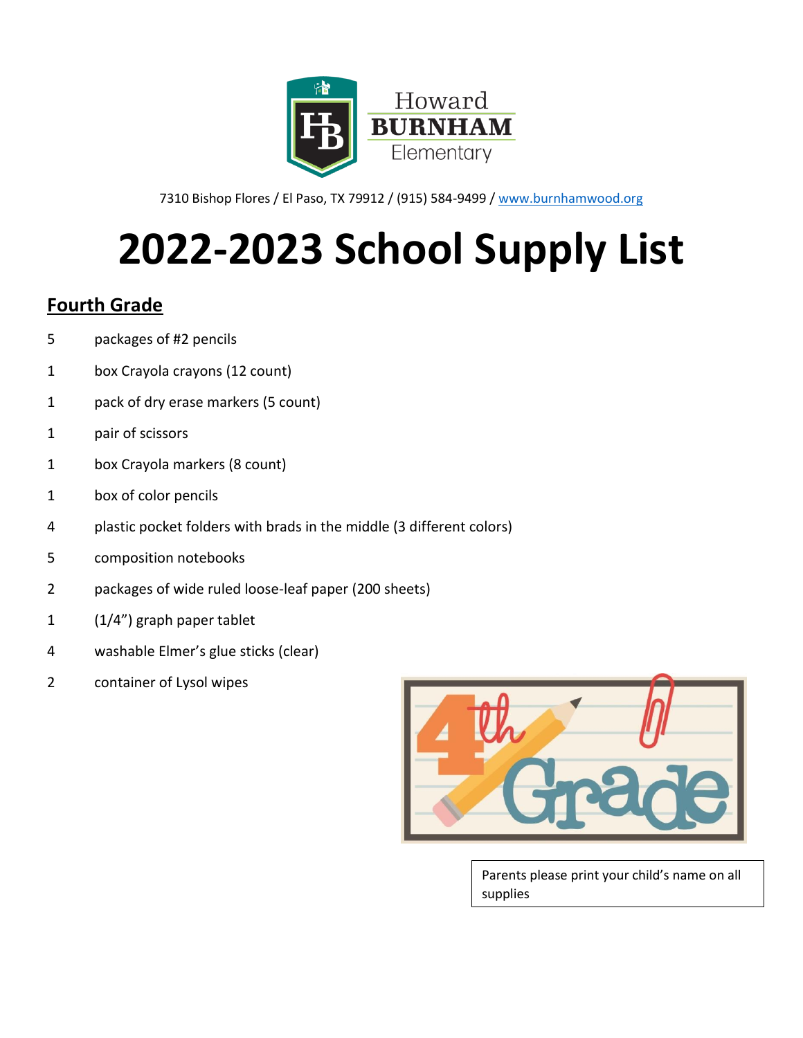Howard
**BURNHAM**
Elementary

7310 Bishop Flores / El Paso, TX 79912 / (915) 584-9499 / www.burnhamwood.org

# 2022-2023 School Supply List

## Fourth Grade

| | |
|---|---|
| 5 | packages of #2 pencils |
| 1 | box Crayola crayons (12 count) |
| 1 | pack of dry erase markers (5 count) |
| 1 | pair of scissors |
| 1 | box Crayola markers (8 count) |
| 1 | box of color pencils |
| 4 | plastic pocket folders with brads in the middle (3 different colors) |
| 5 | composition notebooks |
| 2 | packages of wide ruled loose-leaf paper (200 sheets) |
| 1 | (1/4") graph paper tablet |
| 4 | washable Elmer's glue sticks (clear) |
| 2 | container of Lysol wipes |

Parents please print your child's name on all supplies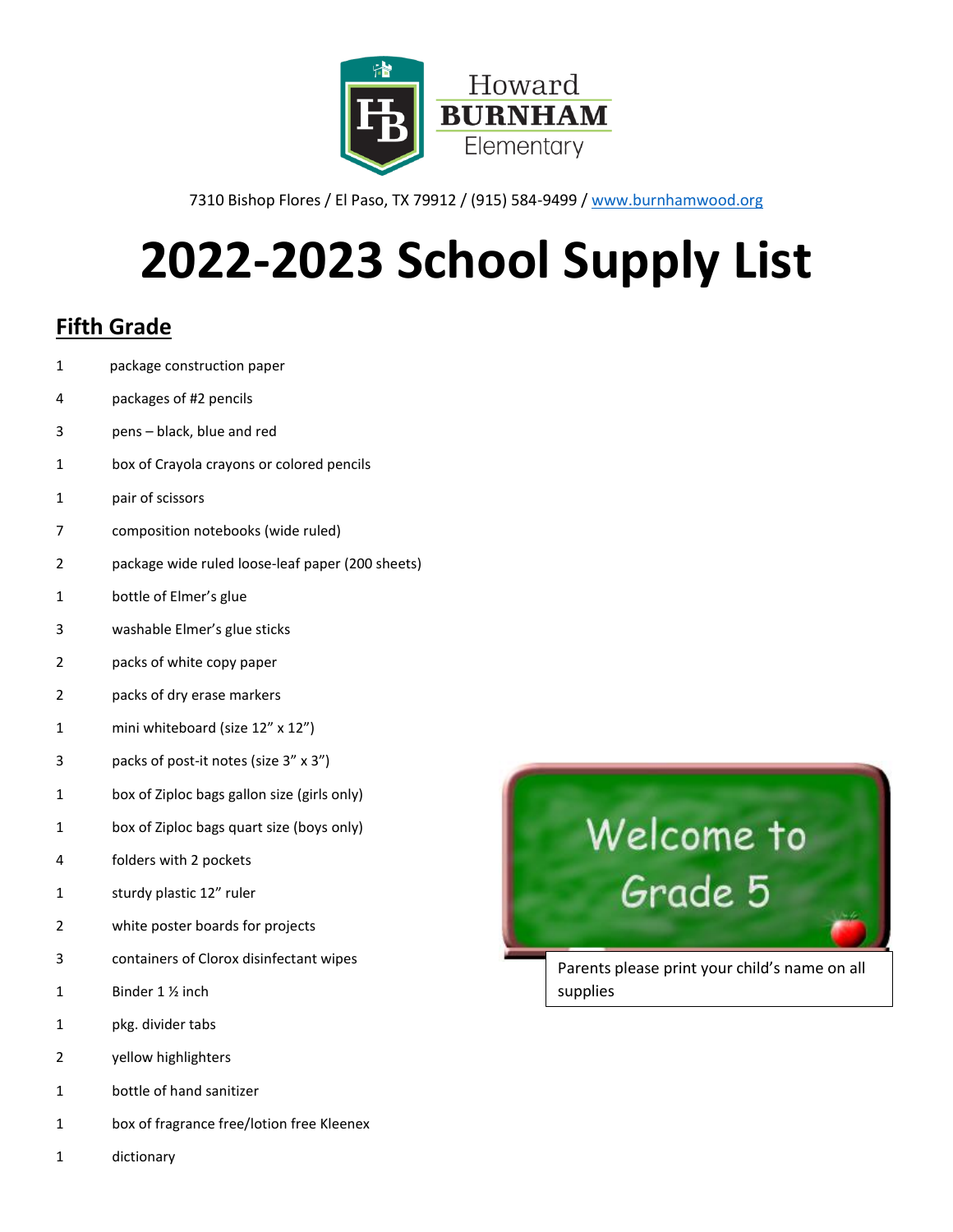Howard BURNHAM Elementary

7310 Bishop Flores / El Paso, TX 79912 / (915) 584-9499 / www.burnhamwood.org

# 2022-2023 School Supply List

## Fifth Grade

| | |
|---|---|
| 1 | package construction paper |
| 4 | packages of #2 pencils |
| 3 | pens – black, blue and red |
| 1 | box of Crayola crayons or colored pencils |
| 1 | pair of scissors |
| 7 | composition notebooks (wide ruled) |
| 2 | package wide ruled loose-leaf paper (200 sheets) |
| 1 | bottle of Elmer's glue |
| 3 | washable Elmer's glue sticks |
| 2 | packs of white copy paper |
| 2 | packs of dry erase markers |
| 1 | mini whiteboard (size 12" x 12") |
| 3 | packs of post-it notes (size 3" x 3") |
| 1 | box of Ziploc bags gallon size (girls only) |
| 1 | box of Ziploc bags quart size (boys only) |
| 4 | folders with 2 pockets |
| 1 | sturdy plastic 12" ruler |
| 2 | white poster boards for projects |
| 3 | containers of Clorox disinfectant wipes |
| 1 | Binder 1 ½ inch |
| 1 | pkg. divider tabs |
| 2 | yellow highlighters |
| 1 | bottle of hand sanitizer |
| 1 | box of fragrance free/lotion free Kleenex |
| 1 | dictionary |

Welcome to Grade 5

Parents please print your child's name on all supplies